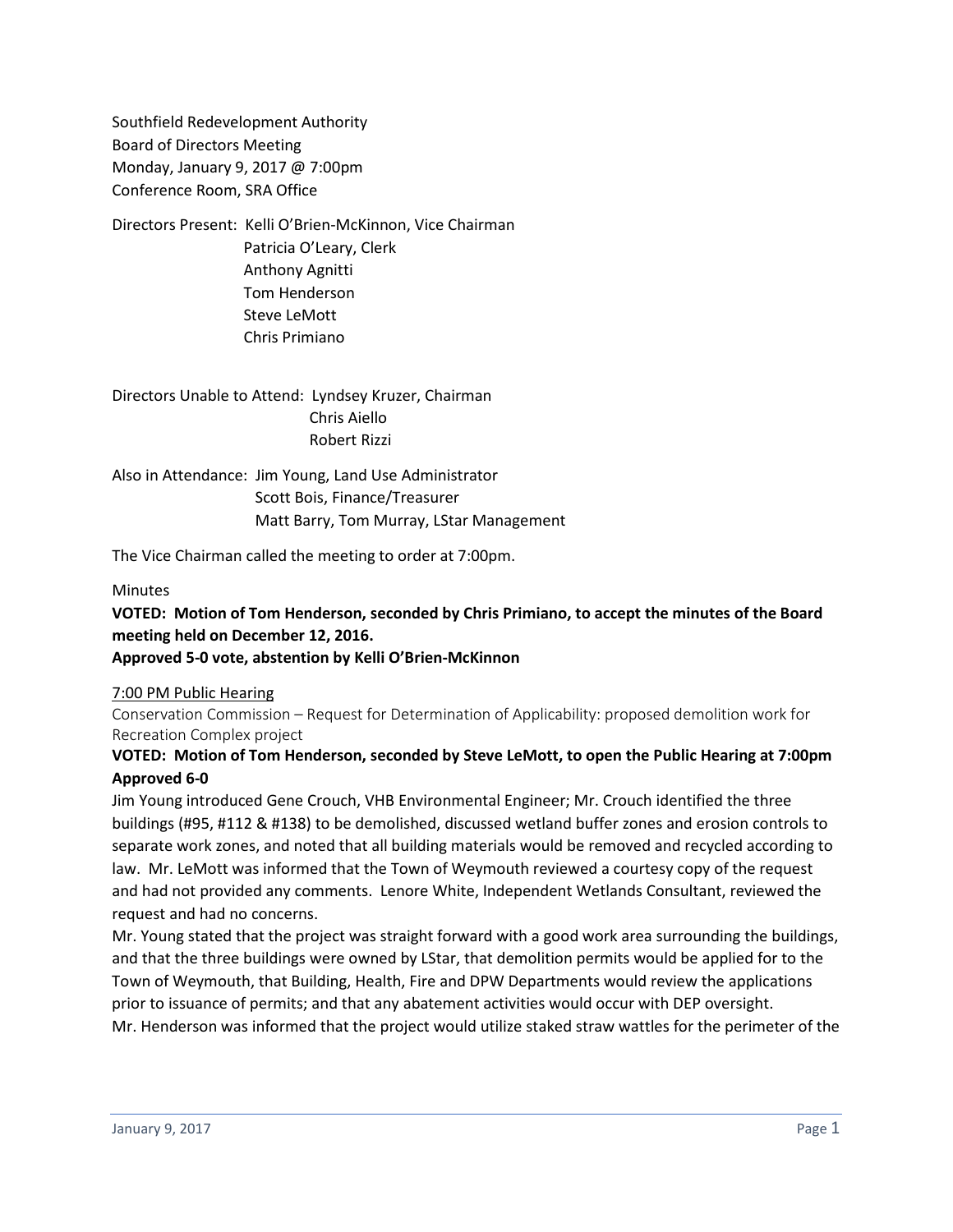Southfield Redevelopment Authority
Board of Directors Meeting
Monday, January 9, 2017 @ 7:00pm
Conference Room, SRA Office

Directors Present: Kelli O'Brien-McKinnon, Vice Chairman
Patricia O'Leary, Clerk
Anthony Agnitti
Tom Henderson
Steve LeMott
Chris Primiano

Directors Unable to Attend: Lyndsey Kruzer, Chairman
Chris Aiello
Robert Rizzi

Also in Attendance: Jim Young, Land Use Administrator
Scott Bois, Finance/Treasurer
Matt Barry, Tom Murray, LStar Management

The Vice Chairman called the meeting to order at 7:00pm.

Minutes

**VOTED: Motion of Tom Henderson, seconded by Chris Primiano, to accept the minutes of the Board meeting held on December 12, 2016.**
**Approved 5-0 vote, abstention by Kelli O'Brien-McKinnon**

7:00 PM Public Hearing

Conservation Commission – Request for Determination of Applicability: proposed demolition work for Recreation Complex project

**VOTED: Motion of Tom Henderson, seconded by Steve LeMott, to open the Public Hearing at 7:00pm**
**Approved 6-0**

Jim Young introduced Gene Crouch, VHB Environmental Engineer; Mr. Crouch identified the three buildings (#95, #112 & #138) to be demolished, discussed wetland buffer zones and erosion controls to separate work zones, and noted that all building materials would be removed and recycled according to law. Mr. LeMott was informed that the Town of Weymouth reviewed a courtesy copy of the request and had not provided any comments. Lenore White, Independent Wetlands Consultant, reviewed the request and had no concerns.

Mr. Young stated that the project was straight forward with a good work area surrounding the buildings, and that the three buildings were owned by LStar, that demolition permits would be applied for to the Town of Weymouth, that Building, Health, Fire and DPW Departments would review the applications prior to issuance of permits; and that any abatement activities would occur with DEP oversight.

Mr. Henderson was informed that the project would utilize staked straw wattles for the perimeter of the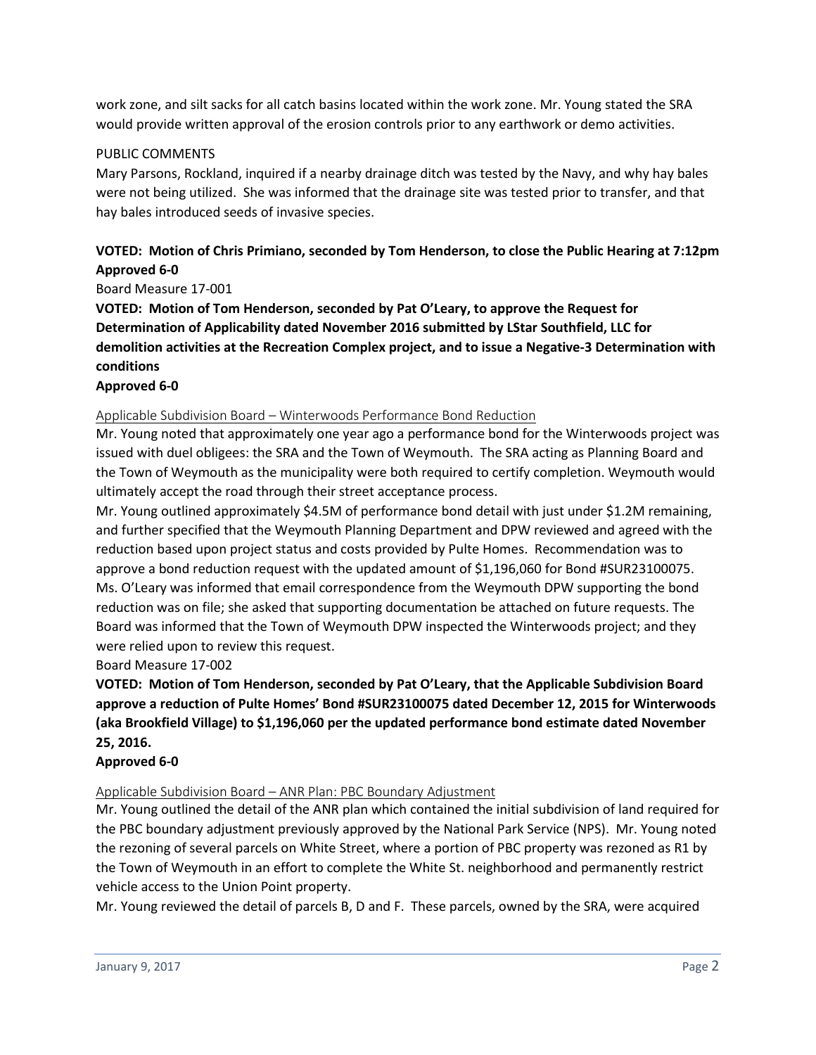work zone, and silt sacks for all catch basins located within the work zone. Mr. Young stated the SRA would provide written approval of the erosion controls prior to any earthwork or demo activities.

PUBLIC COMMENTS

Mary Parsons, Rockland, inquired if a nearby drainage ditch was tested by the Navy, and why hay bales were not being utilized. She was informed that the drainage site was tested prior to transfer, and that hay bales introduced seeds of invasive species.

**VOTED: Motion of Chris Primiano, seconded by Tom Henderson, to close the Public Hearing at 7:12pm**
**Approved 6-0**

Board Measure 17-001

**VOTED: Motion of Tom Henderson, seconded by Pat O'Leary, to approve the Request for Determination of Applicability dated November 2016 submitted by LStar Southfield, LLC for demolition activities at the Recreation Complex project, and to issue a Negative-3 Determination with conditions**
**Approved 6-0**

Applicable Subdivision Board – Winterwoods Performance Bond Reduction

Mr. Young noted that approximately one year ago a performance bond for the Winterwoods project was issued with duel obligees: the SRA and the Town of Weymouth. The SRA acting as Planning Board and the Town of Weymouth as the municipality were both required to certify completion. Weymouth would ultimately accept the road through their street acceptance process.

Mr. Young outlined approximately $4.5M of performance bond detail with just under $1.2M remaining, and further specified that the Weymouth Planning Department and DPW reviewed and agreed with the reduction based upon project status and costs provided by Pulte Homes. Recommendation was to approve a bond reduction request with the updated amount of $1,196,060 for Bond #SUR23100075.

Ms. O'Leary was informed that email correspondence from the Weymouth DPW supporting the bond reduction was on file; she asked that supporting documentation be attached on future requests. The Board was informed that the Town of Weymouth DPW inspected the Winterwoods project; and they were relied upon to review this request.

Board Measure 17-002

**VOTED: Motion of Tom Henderson, seconded by Pat O'Leary, that the Applicable Subdivision Board approve a reduction of Pulte Homes' Bond #SUR23100075 dated December 12, 2015 for Winterwoods (aka Brookfield Village) to $1,196,060 per the updated performance bond estimate dated November 25, 2016.**
**Approved 6-0**

Applicable Subdivision Board – ANR Plan: PBC Boundary Adjustment

Mr. Young outlined the detail of the ANR plan which contained the initial subdivision of land required for the PBC boundary adjustment previously approved by the National Park Service (NPS). Mr. Young noted the rezoning of several parcels on White Street, where a portion of PBC property was rezoned as R1 by the Town of Weymouth in an effort to complete the White St. neighborhood and permanently restrict vehicle access to the Union Point property.

Mr. Young reviewed the detail of parcels B, D and F. These parcels, owned by the SRA, were acquired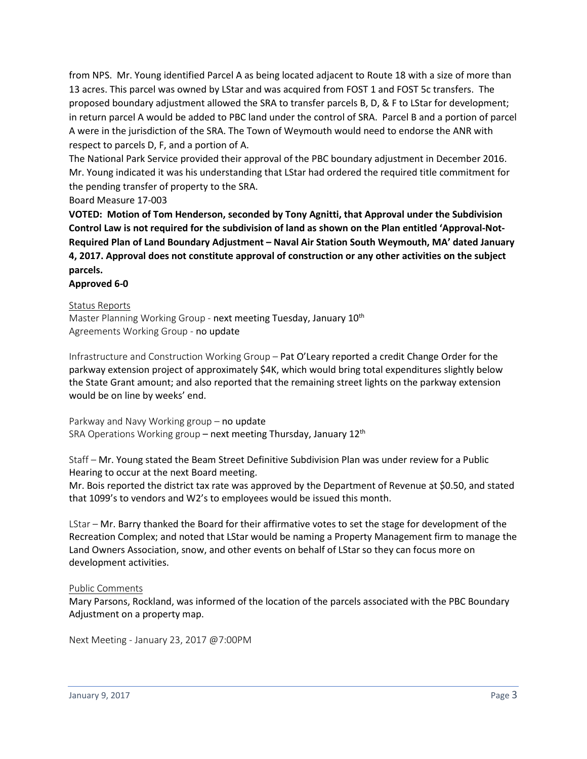from NPS. Mr. Young identified Parcel A as being located adjacent to Route 18 with a size of more than 13 acres. This parcel was owned by LStar and was acquired from FOST 1 and FOST 5c transfers. The proposed boundary adjustment allowed the SRA to transfer parcels B, D, & F to LStar for development; in return parcel A would be added to PBC land under the control of SRA. Parcel B and a portion of parcel A were in the jurisdiction of the SRA. The Town of Weymouth would need to endorse the ANR with respect to parcels D, F, and a portion of A.

The National Park Service provided their approval of the PBC boundary adjustment in December 2016. Mr. Young indicated it was his understanding that LStar had ordered the required title commitment for the pending transfer of property to the SRA.

Board Measure 17-003

**VOTED: Motion of Tom Henderson, seconded by Tony Agnitti, that Approval under the Subdivision Control Law is not required for the subdivision of land as shown on the Plan entitled 'Approval-Not-Required Plan of Land Boundary Adjustment – Naval Air Station South Weymouth, MA' dated January 4, 2017. Approval does not constitute approval of construction or any other activities on the subject parcels.**

**Approved 6-0**

Status Reports

Master Planning Working Group - next meeting Tuesday, January 10th

Agreements Working Group - no update

Infrastructure and Construction Working Group – Pat O'Leary reported a credit Change Order for the parkway extension project of approximately $4K, which would bring total expenditures slightly below the State Grant amount; and also reported that the remaining street lights on the parkway extension would be on line by weeks' end.

Parkway and Navy Working group – no update

SRA Operations Working group – next meeting Thursday, January 12th

Staff – Mr. Young stated the Beam Street Definitive Subdivision Plan was under review for a Public Hearing to occur at the next Board meeting.

Mr. Bois reported the district tax rate was approved by the Department of Revenue at $0.50, and stated that 1099's to vendors and W2's to employees would be issued this month.

LStar – Mr. Barry thanked the Board for their affirmative votes to set the stage for development of the Recreation Complex; and noted that LStar would be naming a Property Management firm to manage the Land Owners Association, snow, and other events on behalf of LStar so they can focus more on development activities.

Public Comments

Mary Parsons, Rockland, was informed of the location of the parcels associated with the PBC Boundary Adjustment on a property map.

Next Meeting - January 23, 2017 @7:00PM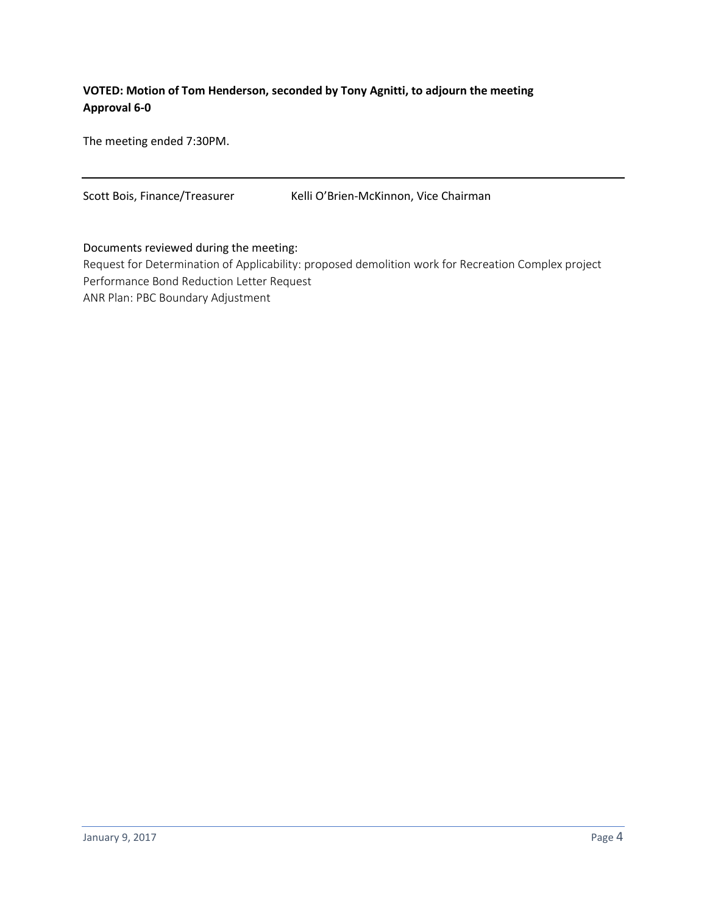**VOTED: Motion of Tom Henderson, seconded by Tony Agnitti, to adjourn the meeting**
**Approval 6-0**

The meeting ended 7:30PM.

---

Scott Bois, Finance/Treasurer Kelli O'Brien-McKinnon, Vice Chairman

Documents reviewed during the meeting:
Request for Determination of Applicability: proposed demolition work for Recreation Complex project
Performance Bond Reduction Letter Request
ANR Plan: PBC Boundary Adjustment